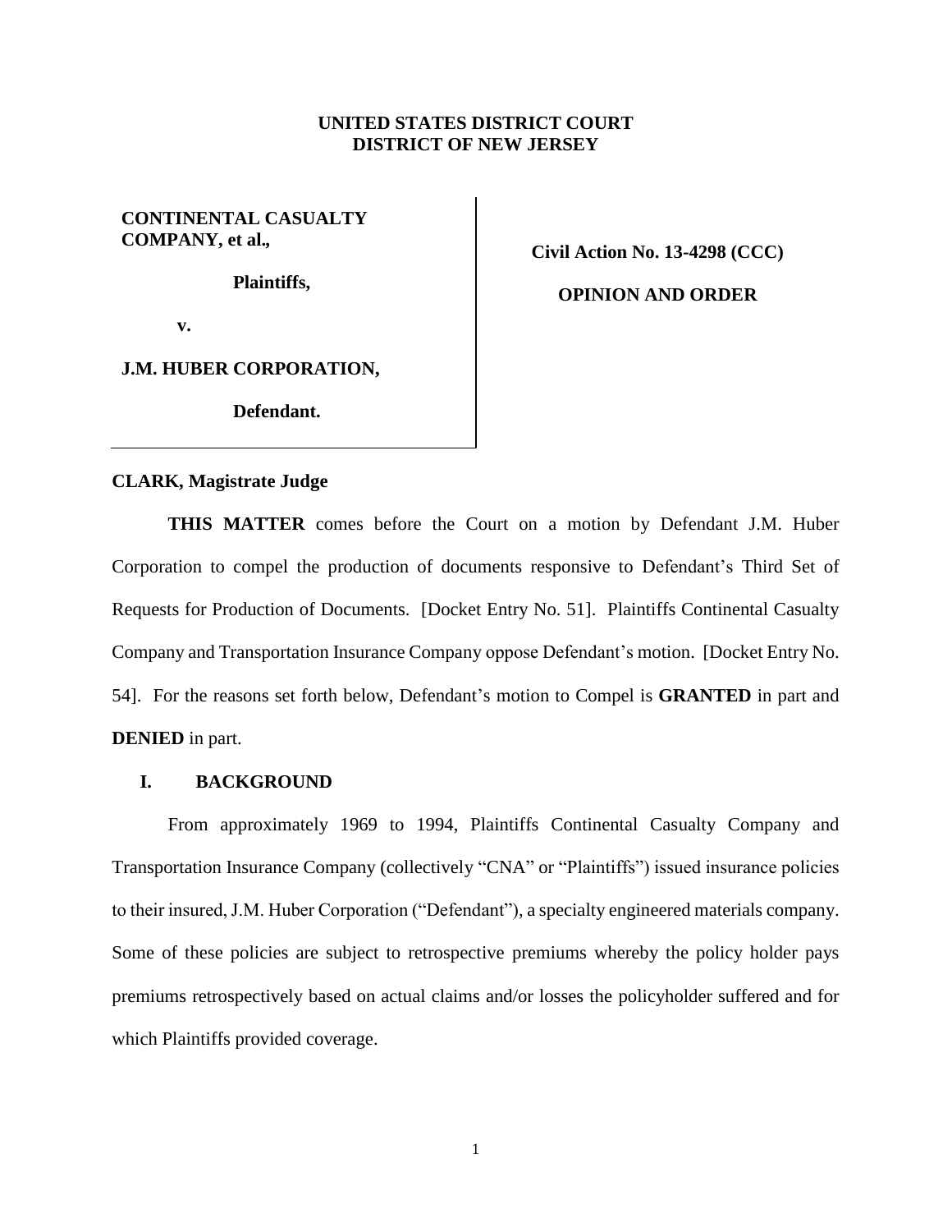# UNITED STATES DISTRICT COURT
# DISTRICT OF NEW JERSEY

| | |
|---|---|
| **CONTINENTAL CASUALTY COMPANY, et al.,**<br><br>**Plaintiffs,**<br><br>**v.**<br><br>**J.M. HUBER CORPORATION,**<br><br>**Defendant.** | **Civil Action No. 13-4298 (CCC)**<br><br>**OPINION AND ORDER** |

**CLARK, Magistrate Judge**

**THIS MATTER** comes before the Court on a motion by Defendant J.M. Huber Corporation to compel the production of documents responsive to Defendant's Third Set of Requests for Production of Documents. [Docket Entry No. 51]. Plaintiffs Continental Casualty Company and Transportation Insurance Company oppose Defendant's motion. [Docket Entry No. 54]. For the reasons set forth below, Defendant's motion to Compel is **GRANTED** in part and **DENIED** in part.

## I. BACKGROUND

From approximately 1969 to 1994, Plaintiffs Continental Casualty Company and Transportation Insurance Company (collectively "CNA" or "Plaintiffs") issued insurance policies to their insured, J.M. Huber Corporation ("Defendant"), a specialty engineered materials company. Some of these policies are subject to retrospective premiums whereby the policy holder pays premiums retrospectively based on actual claims and/or losses the policyholder suffered and for which Plaintiffs provided coverage.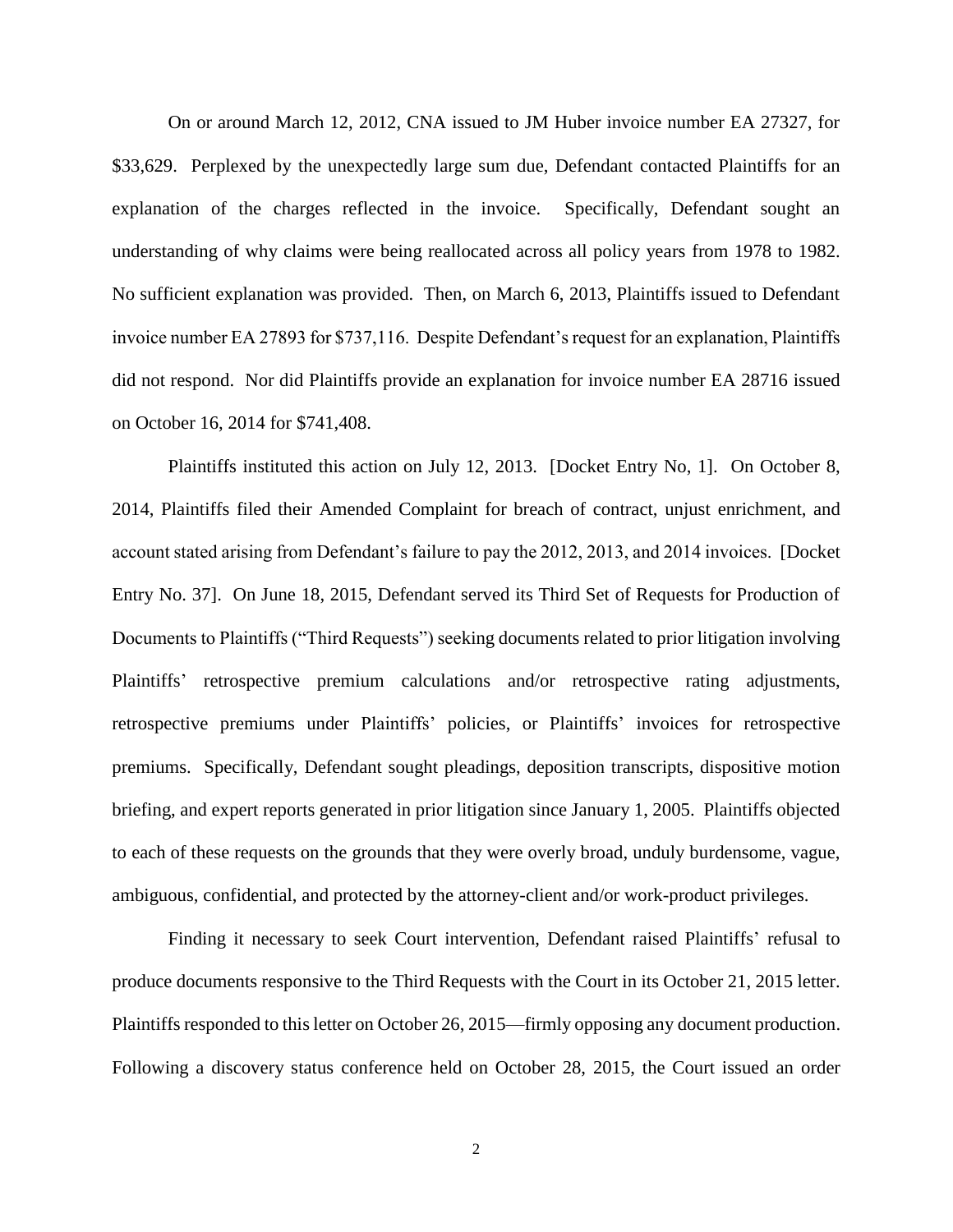On or around March 12, 2012, CNA issued to JM Huber invoice number EA 27327, for $33,629. Perplexed by the unexpectedly large sum due, Defendant contacted Plaintiffs for an explanation of the charges reflected in the invoice. Specifically, Defendant sought an understanding of why claims were being reallocated across all policy years from 1978 to 1982. No sufficient explanation was provided. Then, on March 6, 2013, Plaintiffs issued to Defendant invoice number EA 27893 for $737,116. Despite Defendant's request for an explanation, Plaintiffs did not respond. Nor did Plaintiffs provide an explanation for invoice number EA 28716 issued on October 16, 2014 for $741,408.

Plaintiffs instituted this action on July 12, 2013. [Docket Entry No, 1]. On October 8, 2014, Plaintiffs filed their Amended Complaint for breach of contract, unjust enrichment, and account stated arising from Defendant's failure to pay the 2012, 2013, and 2014 invoices. [Docket Entry No. 37]. On June 18, 2015, Defendant served its Third Set of Requests for Production of Documents to Plaintiffs ("Third Requests") seeking documents related to prior litigation involving Plaintiffs' retrospective premium calculations and/or retrospective rating adjustments, retrospective premiums under Plaintiffs' policies, or Plaintiffs' invoices for retrospective premiums. Specifically, Defendant sought pleadings, deposition transcripts, dispositive motion briefing, and expert reports generated in prior litigation since January 1, 2005. Plaintiffs objected to each of these requests on the grounds that they were overly broad, unduly burdensome, vague, ambiguous, confidential, and protected by the attorney-client and/or work-product privileges.

Finding it necessary to seek Court intervention, Defendant raised Plaintiffs' refusal to produce documents responsive to the Third Requests with the Court in its October 21, 2015 letter. Plaintiffs responded to this letter on October 26, 2015—firmly opposing any document production. Following a discovery status conference held on October 28, 2015, the Court issued an order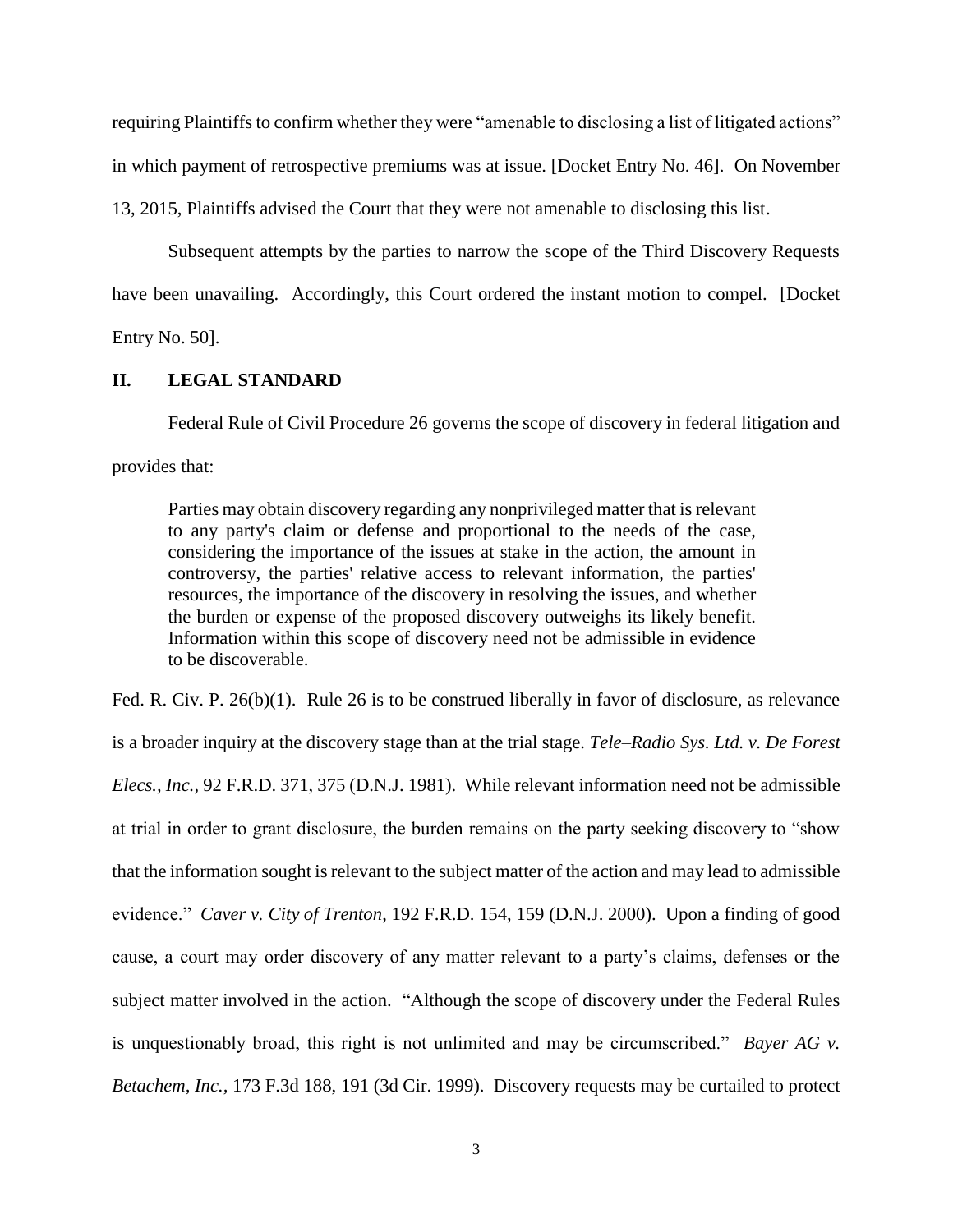requiring Plaintiffs to confirm whether they were "amenable to disclosing a list of litigated actions" in which payment of retrospective premiums was at issue. [Docket Entry No. 46]. On November 13, 2015, Plaintiffs advised the Court that they were not amenable to disclosing this list.

Subsequent attempts by the parties to narrow the scope of the Third Discovery Requests have been unavailing. Accordingly, this Court ordered the instant motion to compel. [Docket Entry No. 50].

## II. LEGAL STANDARD

Federal Rule of Civil Procedure 26 governs the scope of discovery in federal litigation and provides that:

> Parties may obtain discovery regarding any nonprivileged matter that is relevant to any party's claim or defense and proportional to the needs of the case, considering the importance of the issues at stake in the action, the amount in controversy, the parties' relative access to relevant information, the parties' resources, the importance of the discovery in resolving the issues, and whether the burden or expense of the proposed discovery outweighs its likely benefit. Information within this scope of discovery need not be admissible in evidence to be discoverable.

Fed. R. Civ. P. 26(b)(1). Rule 26 is to be construed liberally in favor of disclosure, as relevance is a broader inquiry at the discovery stage than at the trial stage. *Tele–Radio Sys. Ltd. v. De Forest Elecs., Inc.*, 92 F.R.D. 371, 375 (D.N.J. 1981). While relevant information need not be admissible at trial in order to grant disclosure, the burden remains on the party seeking discovery to "show that the information sought is relevant to the subject matter of the action and may lead to admissible evidence." *Caver v. City of Trenton*, 192 F.R.D. 154, 159 (D.N.J. 2000). Upon a finding of good cause, a court may order discovery of any matter relevant to a party's claims, defenses or the subject matter involved in the action. "Although the scope of discovery under the Federal Rules is unquestionably broad, this right is not unlimited and may be circumscribed." *Bayer AG v. Betachem, Inc.*, 173 F.3d 188, 191 (3d Cir. 1999). Discovery requests may be curtailed to protect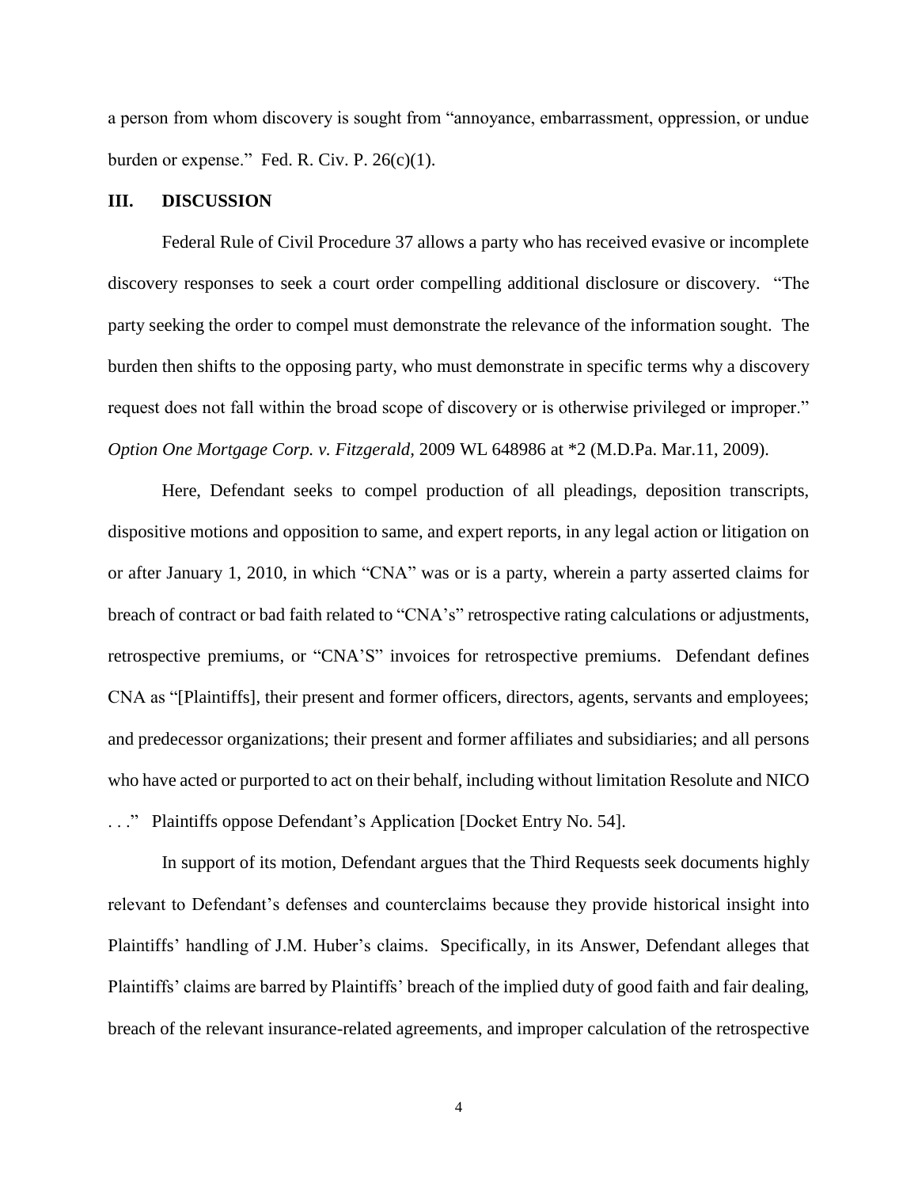a person from whom discovery is sought from "annoyance, embarrassment, oppression, or undue burden or expense." Fed. R. Civ. P. 26(c)(1).

## III. DISCUSSION

Federal Rule of Civil Procedure 37 allows a party who has received evasive or incomplete discovery responses to seek a court order compelling additional disclosure or discovery. "The party seeking the order to compel must demonstrate the relevance of the information sought. The burden then shifts to the opposing party, who must demonstrate in specific terms why a discovery request does not fall within the broad scope of discovery or is otherwise privileged or improper." *Option One Mortgage Corp. v. Fitzgerald*, 2009 WL 648986 at *2 (M.D.Pa. Mar.11, 2009).

Here, Defendant seeks to compel production of all pleadings, deposition transcripts, dispositive motions and opposition to same, and expert reports, in any legal action or litigation on or after January 1, 2010, in which "CNA" was or is a party, wherein a party asserted claims for breach of contract or bad faith related to "CNA's" retrospective rating calculations or adjustments, retrospective premiums, or "CNA'S" invoices for retrospective premiums. Defendant defines CNA as "[Plaintiffs], their present and former officers, directors, agents, servants and employees; and predecessor organizations; their present and former affiliates and subsidiaries; and all persons who have acted or purported to act on their behalf, including without limitation Resolute and NICO . . ." Plaintiffs oppose Defendant's Application [Docket Entry No. 54].

In support of its motion, Defendant argues that the Third Requests seek documents highly relevant to Defendant's defenses and counterclaims because they provide historical insight into Plaintiffs' handling of J.M. Huber's claims. Specifically, in its Answer, Defendant alleges that Plaintiffs' claims are barred by Plaintiffs' breach of the implied duty of good faith and fair dealing, breach of the relevant insurance-related agreements, and improper calculation of the retrospective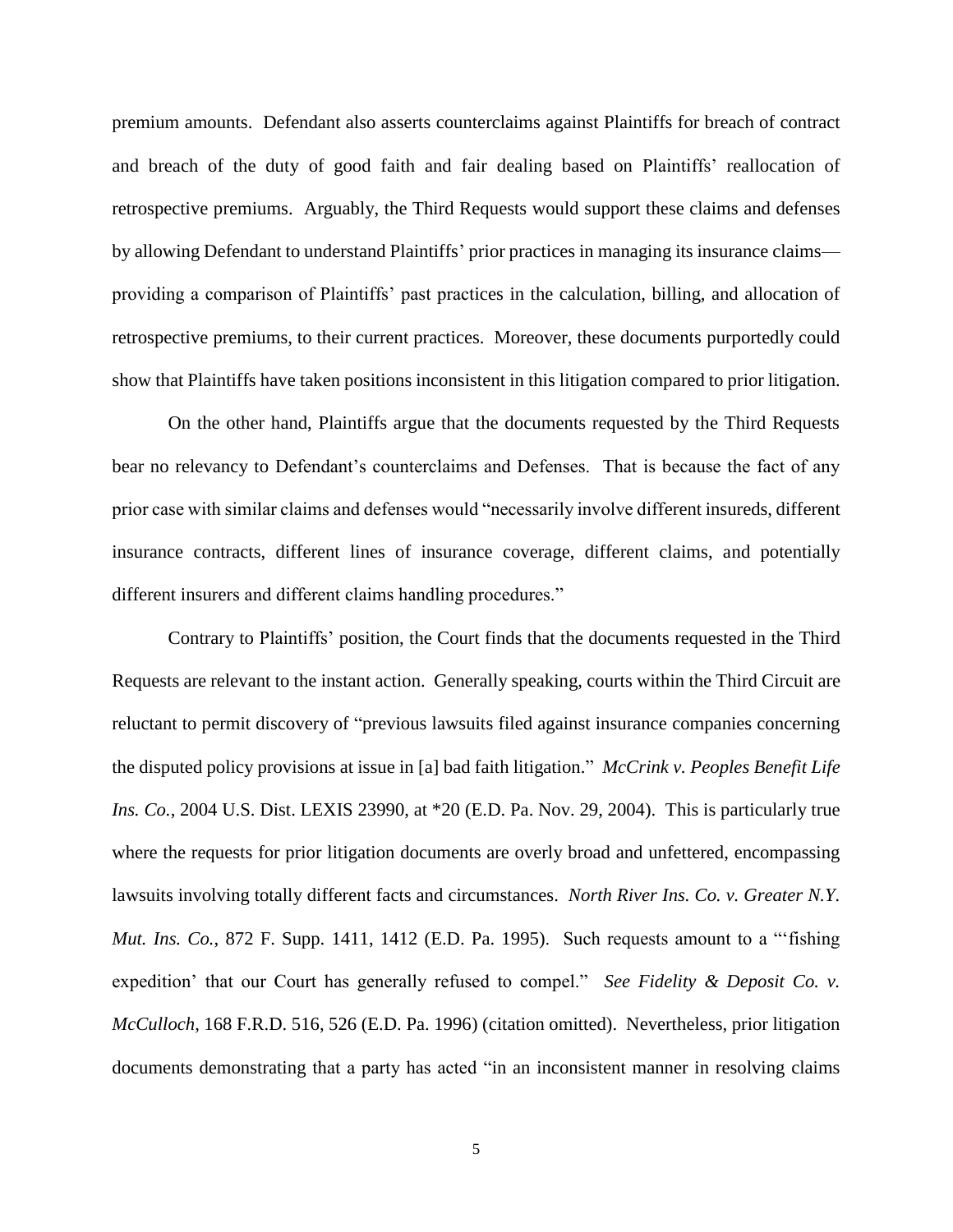premium amounts. Defendant also asserts counterclaims against Plaintiffs for breach of contract and breach of the duty of good faith and fair dealing based on Plaintiffs' reallocation of retrospective premiums. Arguably, the Third Requests would support these claims and defenses by allowing Defendant to understand Plaintiffs' prior practices in managing its insurance claims—providing a comparison of Plaintiffs' past practices in the calculation, billing, and allocation of retrospective premiums, to their current practices. Moreover, these documents purportedly could show that Plaintiffs have taken positions inconsistent in this litigation compared to prior litigation.

On the other hand, Plaintiffs argue that the documents requested by the Third Requests bear no relevancy to Defendant's counterclaims and Defenses. That is because the fact of any prior case with similar claims and defenses would "necessarily involve different insureds, different insurance contracts, different lines of insurance coverage, different claims, and potentially different insurers and different claims handling procedures."

Contrary to Plaintiffs' position, the Court finds that the documents requested in the Third Requests are relevant to the instant action. Generally speaking, courts within the Third Circuit are reluctant to permit discovery of "previous lawsuits filed against insurance companies concerning the disputed policy provisions at issue in [a] bad faith litigation." *McCrink v. Peoples Benefit Life Ins. Co.*, 2004 U.S. Dist. LEXIS 23990, at *20 (E.D. Pa. Nov. 29, 2004). This is particularly true where the requests for prior litigation documents are overly broad and unfettered, encompassing lawsuits involving totally different facts and circumstances. *North River Ins. Co. v. Greater N.Y. Mut. Ins. Co.*, 872 F. Supp. 1411, 1412 (E.D. Pa. 1995). Such requests amount to a "'fishing expedition' that our Court has generally refused to compel." *See Fidelity & Deposit Co. v. McCulloch*, 168 F.R.D. 516, 526 (E.D. Pa. 1996) (citation omitted). Nevertheless, prior litigation documents demonstrating that a party has acted "in an inconsistent manner in resolving claims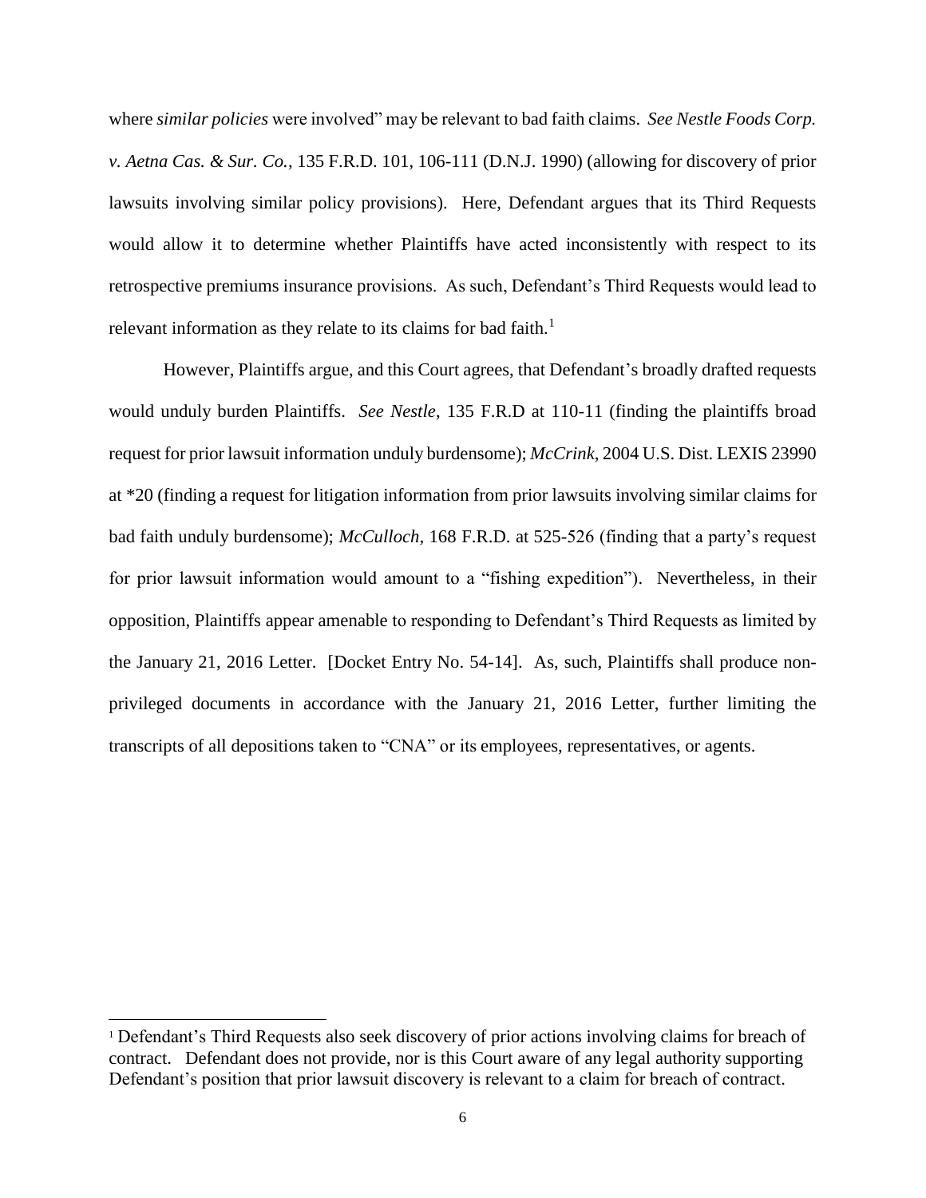where *similar policies* were involved" may be relevant to bad faith claims. *See Nestle Foods Corp. v. Aetna Cas. & Sur. Co.*, 135 F.R.D. 101, 106-111 (D.N.J. 1990) (allowing for discovery of prior lawsuits involving similar policy provisions). Here, Defendant argues that its Third Requests would allow it to determine whether Plaintiffs have acted inconsistently with respect to its retrospective premiums insurance provisions. As such, Defendant's Third Requests would lead to relevant information as they relate to its claims for bad faith.[1]

However, Plaintiffs argue, and this Court agrees, that Defendant's broadly drafted requests would unduly burden Plaintiffs. *See Nestle*, 135 F.R.D at 110-11 (finding the plaintiffs broad request for prior lawsuit information unduly burdensome); *McCrink*, 2004 U.S. Dist. LEXIS 23990 at *20 (finding a request for litigation information from prior lawsuits involving similar claims for bad faith unduly burdensome); *McCulloch*, 168 F.R.D. at 525-526 (finding that a party's request for prior lawsuit information would amount to a "fishing expedition"). Nevertheless, in their opposition, Plaintiffs appear amenable to responding to Defendant's Third Requests as limited by the January 21, 2016 Letter. [Docket Entry No. 54-14]. As, such, Plaintiffs shall produce non-privileged documents in accordance with the January 21, 2016 Letter, further limiting the transcripts of all depositions taken to "CNA" or its employees, representatives, or agents.

---

[1] Defendant's Third Requests also seek discovery of prior actions involving claims for breach of contract. Defendant does not provide, nor is this Court aware of any legal authority supporting Defendant's position that prior lawsuit discovery is relevant to a claim for breach of contract.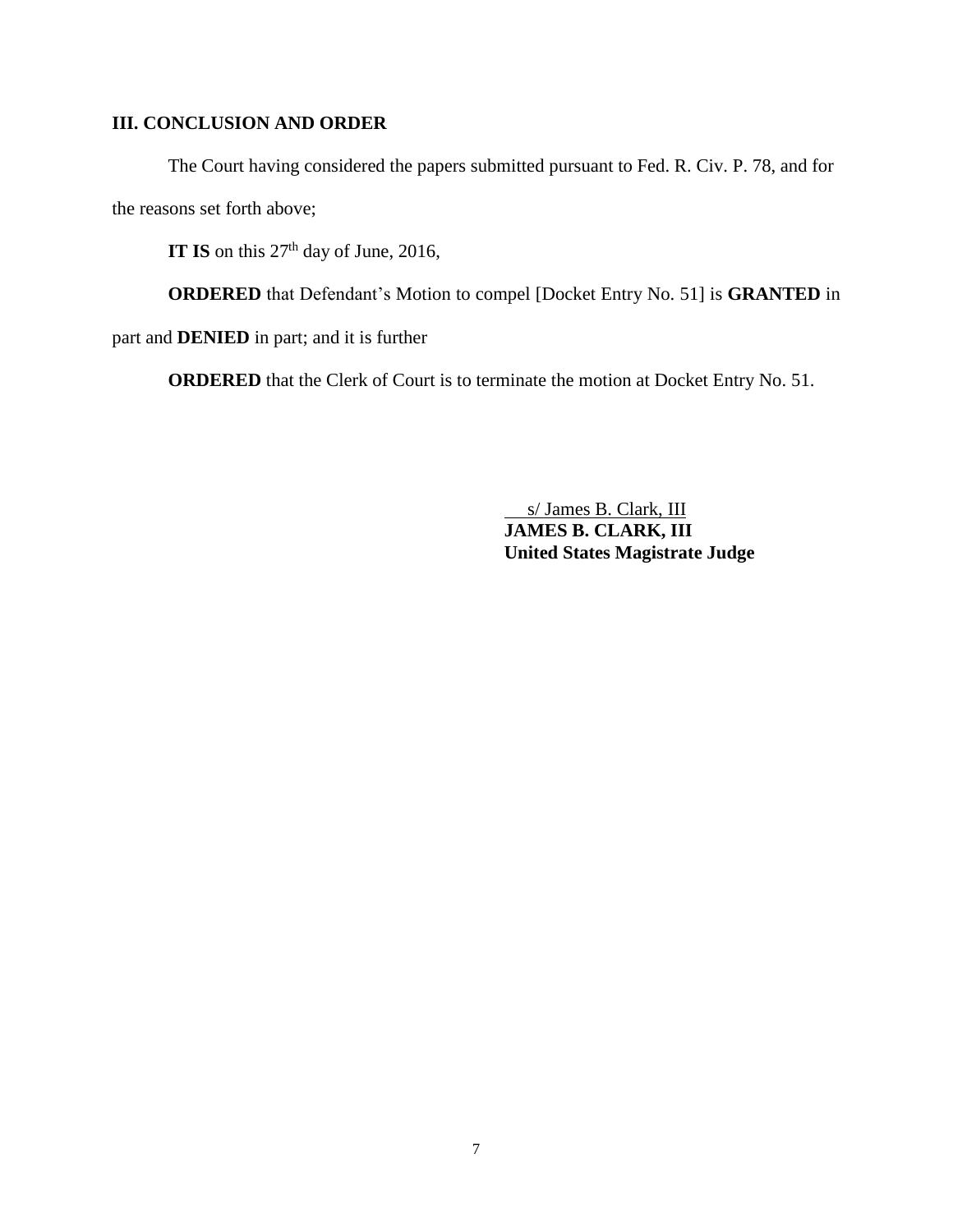## III. CONCLUSION AND ORDER

The Court having considered the papers submitted pursuant to Fed. R. Civ. P. 78, and for the reasons set forth above;

**IT IS** on this 27th day of June, 2016,

**ORDERED** that Defendant's Motion to compel [Docket Entry No. 51] is **GRANTED** in part and **DENIED** in part; and it is further

**ORDERED** that the Clerk of Court is to terminate the motion at Docket Entry No. 51.

s/ James B. Clark, III
**JAMES B. CLARK, III**
**United States Magistrate Judge**